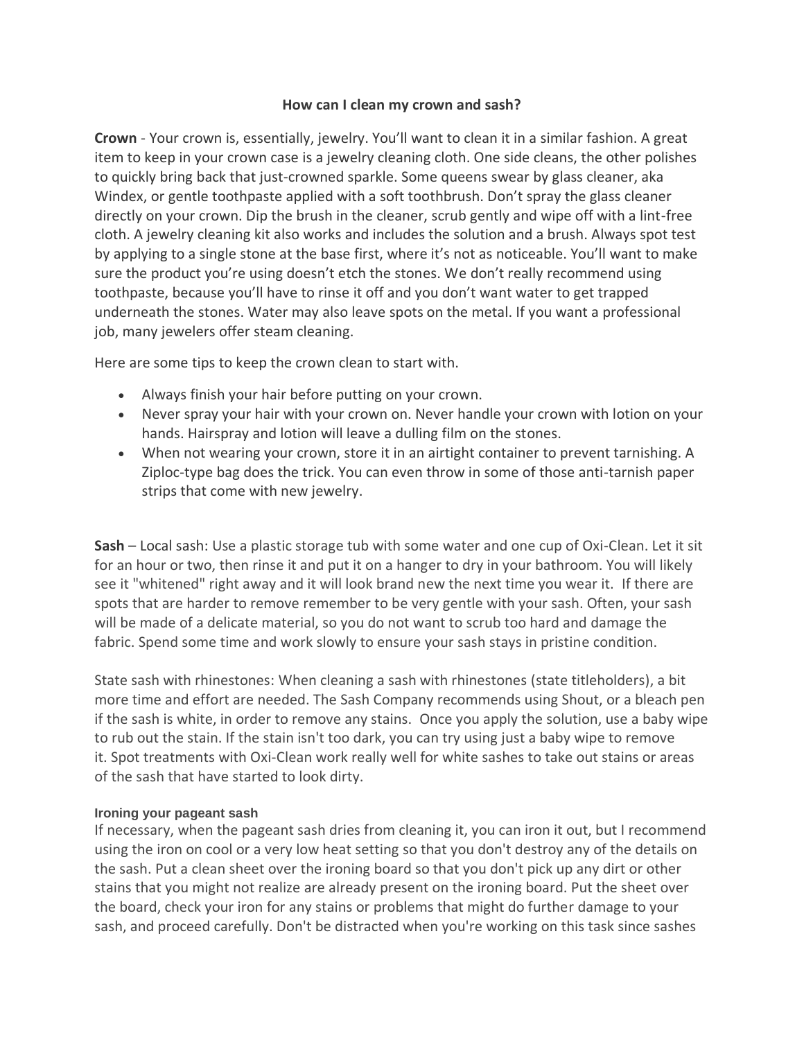# How can I clean my crown and sash?

**Crown** - Your crown is, essentially, jewelry. You'll want to clean it in a similar fashion. A great item to keep in your crown case is a jewelry cleaning cloth. One side cleans, the other polishes to quickly bring back that just-crowned sparkle. Some queens swear by glass cleaner, aka Windex, or gentle toothpaste applied with a soft toothbrush. Don't spray the glass cleaner directly on your crown. Dip the brush in the cleaner, scrub gently and wipe off with a lint-free cloth. A jewelry cleaning kit also works and includes the solution and a brush. Always spot test by applying to a single stone at the base first, where it's not as noticeable. You'll want to make sure the product you're using doesn't etch the stones. We don't really recommend using toothpaste, because you'll have to rinse it off and you don't want water to get trapped underneath the stones. Water may also leave spots on the metal. If you want a professional job, many jewelers offer steam cleaning.

Here are some tips to keep the crown clean to start with.

- Always finish your hair before putting on your crown.
- Never spray your hair with your crown on. Never handle your crown with lotion on your hands. Hairspray and lotion will leave a dulling film on the stones.
- When not wearing your crown, store it in an airtight container to prevent tarnishing. A Ziploc-type bag does the trick. You can even throw in some of those anti-tarnish paper strips that come with new jewelry.

**Sash** – Local sash: Use a plastic storage tub with some water and one cup of Oxi-Clean. Let it sit for an hour or two, then rinse it and put it on a hanger to dry in your bathroom. You will likely see it "whitened" right away and it will look brand new the next time you wear it. If there are spots that are harder to remove remember to be very gentle with your sash. Often, your sash will be made of a delicate material, so you do not want to scrub too hard and damage the fabric. Spend some time and work slowly to ensure your sash stays in pristine condition.

State sash with rhinestones: When cleaning a sash with rhinestones (state titleholders), a bit more time and effort are needed. The Sash Company recommends using Shout, or a bleach pen if the sash is white, in order to remove any stains. Once you apply the solution, use a baby wipe to rub out the stain. If the stain isn't too dark, you can try using just a baby wipe to remove it. Spot treatments with Oxi-Clean work really well for white sashes to take out stains or areas of the sash that have started to look dirty.

### Ironing your pageant sash

If necessary, when the pageant sash dries from cleaning it, you can iron it out, but I recommend using the iron on cool or a very low heat setting so that you don't destroy any of the details on the sash. Put a clean sheet over the ironing board so that you don't pick up any dirt or other stains that you might not realize are already present on the ironing board. Put the sheet over the board, check your iron for any stains or problems that might do further damage to your sash, and proceed carefully. Don't be distracted when you're working on this task since sashes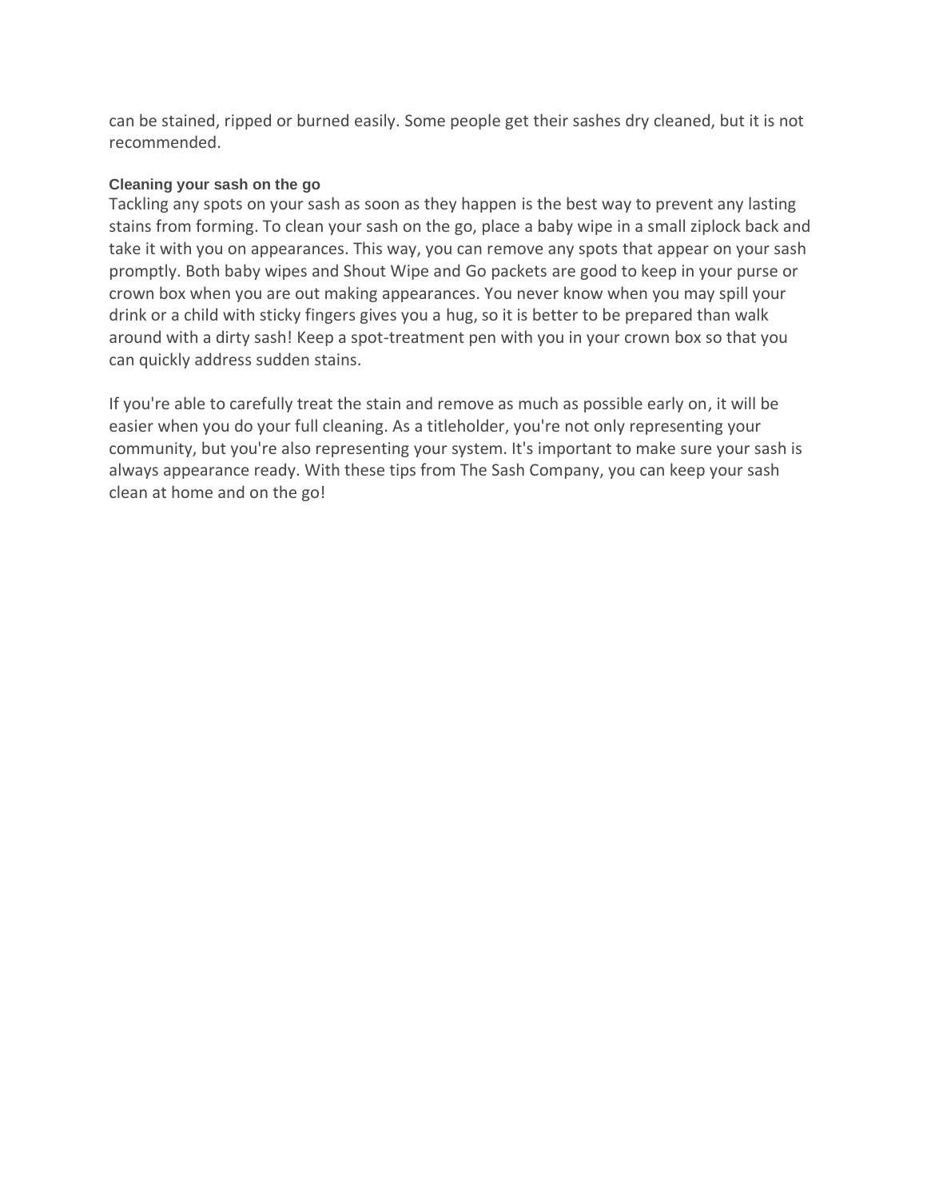can be stained, ripped or burned easily. Some people get their sashes dry cleaned, but it is not recommended.

### Cleaning your sash on the go

Tackling any spots on your sash as soon as they happen is the best way to prevent any lasting stains from forming. To clean your sash on the go, place a baby wipe in a small ziplock back and take it with you on appearances. This way, you can remove any spots that appear on your sash promptly. Both baby wipes and Shout Wipe and Go packets are good to keep in your purse or crown box when you are out making appearances. You never know when you may spill your drink or a child with sticky fingers gives you a hug, so it is better to be prepared than walk around with a dirty sash! Keep a spot-treatment pen with you in your crown box so that you can quickly address sudden stains.

If you're able to carefully treat the stain and remove as much as possible early on, it will be easier when you do your full cleaning. As a titleholder, you're not only representing your community, but you're also representing your system. It's important to make sure your sash is always appearance ready. With these tips from The Sash Company, you can keep your sash clean at home and on the go!